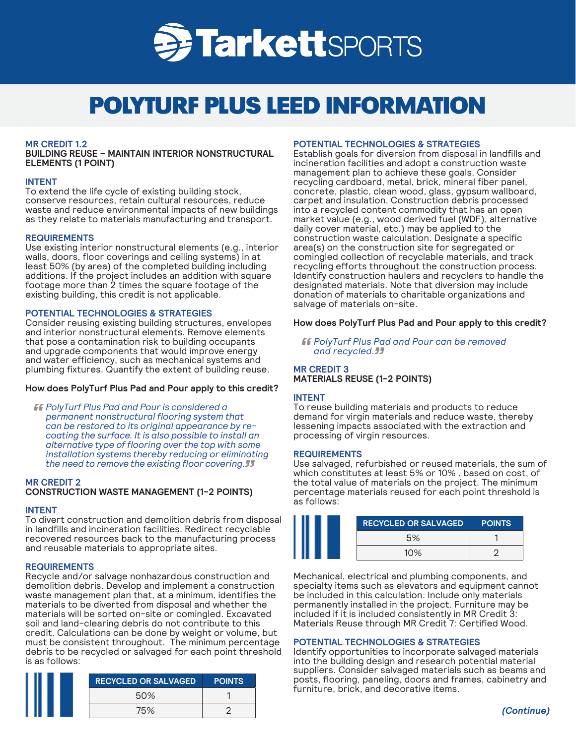# POLYTURF PLUS LEED INFORMATION

## MR CREDIT 1.2

**BUILDING REUSE – MAINTAIN INTERIOR NONSTRUCTURAL ELEMENTS (1 POINT)**

### INTENT

To extend the life cycle of existing building stock, conserve resources, retain cultural resources, reduce waste and reduce environmental impacts of new buildings as they relate to materials manufacturing and transport.

### REQUIREMENTS

Use existing interior nonstructural elements (e.g., interior walls, doors, floor coverings and ceiling systems) in at least 50% (by area) of the completed building including additions. If the project includes an addition with square footage more than 2 times the square footage of the existing building, this credit is not applicable.

### POTENTIAL TECHNOLOGIES & STRATEGIES

Consider reusing existing building structures, envelopes and interior nonstructural elements. Remove elements that pose a contamination risk to building occupants and upgrade components that would improve energy and water efficiency, such as mechanical systems and plumbing fixtures. Quantify the extent of building reuse.

**How does PolyTurf Plus Pad and Pour apply to this credit?**

> *"PolyTurf Plus Pad and Pour is considered a permanent nonstructural flooring system that can be restored to its original appearance by re-coating the surface. It is also possible to install an alternative type of flooring over the top with some installation systems thereby reducing or eliminating the need to remove the existing floor covering."*

## MR CREDIT 2

**CONSTRUCTION WASTE MANAGEMENT (1-2 POINTS)**

### INTENT

To divert construction and demolition debris from disposal in landfills and incineration facilities. Redirect recyclable recovered resources back to the manufacturing process and reusable materials to appropriate sites.

### REQUIREMENTS

Recycle and/or salvage nonhazardous construction and demolition debris. Develop and implement a construction waste management plan that, at a minimum, identifies the materials to be diverted from disposal and whether the materials will be sorted on-site or comingled. Excavated soil and land-clearing debris do not contribute to this credit. Calculations can be done by weight or volume, but must be consistent throughout. The minimum percentage debris to be recycled or salvaged for each point threshold is as follows:

| RECYCLED OR SALVAGED | POINTS |
|---|---|
| 50% | 1 |
| 75% | 2 |

### POTENTIAL TECHNOLOGIES & STRATEGIES

Establish goals for diversion from disposal in landfills and incineration facilities and adopt a construction waste management plan to achieve these goals. Consider recycling cardboard, metal, brick, mineral fiber panel, concrete, plastic, clean wood, glass, gypsum wallboard, carpet and insulation. Construction debris processed into a recycled content commodity that has an open market value (e.g., wood derived fuel (WDF), alternative daily cover material, etc.) may be applied to the construction waste calculation. Designate a specific area(s) on the construction site for segregated or comingled collection of recyclable materials, and track recycling efforts throughout the construction process. Identify construction haulers and recyclers to handle the designated materials. Note that diversion may include donation of materials to charitable organizations and salvage of materials on-site.

**How does PolyTurf Plus Pad and Pour apply to this credit?**

> *"PolyTurf Plus Pad and Pour can be removed and recycled."*

## MR CREDIT 3

**MATERIALS REUSE (1-2 POINTS)**

### INTENT

To reuse building materials and products to reduce demand for virgin materials and reduce waste, thereby lessening impacts associated with the extraction and processing of virgin resources.

### REQUIREMENTS

Use salvaged, refurbished or reused materials, the sum of which constitutes at least 5% or 10% , based on cost, of the total value of materials on the project. The minimum percentage materials reused for each point threshold is as follows:

| RECYCLED OR SALVAGED | POINTS |
|---|---|
| 5% | 1 |
| 10% | 2 |

Mechanical, electrical and plumbing components, and specialty items such as elevators and equipment cannot be included in this calculation. Include only materials permanently installed in the project. Furniture may be included if it is included consistently in MR Credit 3: Materials Reuse through MR Credit 7: Certified Wood.

### POTENTIAL TECHNOLOGIES & STRATEGIES

Identify opportunities to incorporate salvaged materials into the building design and research potential material suppliers. Consider salvaged materials such as beams and posts, flooring, paneling, doors and frames, cabinetry and furniture, brick, and decorative items.

***(Continue)***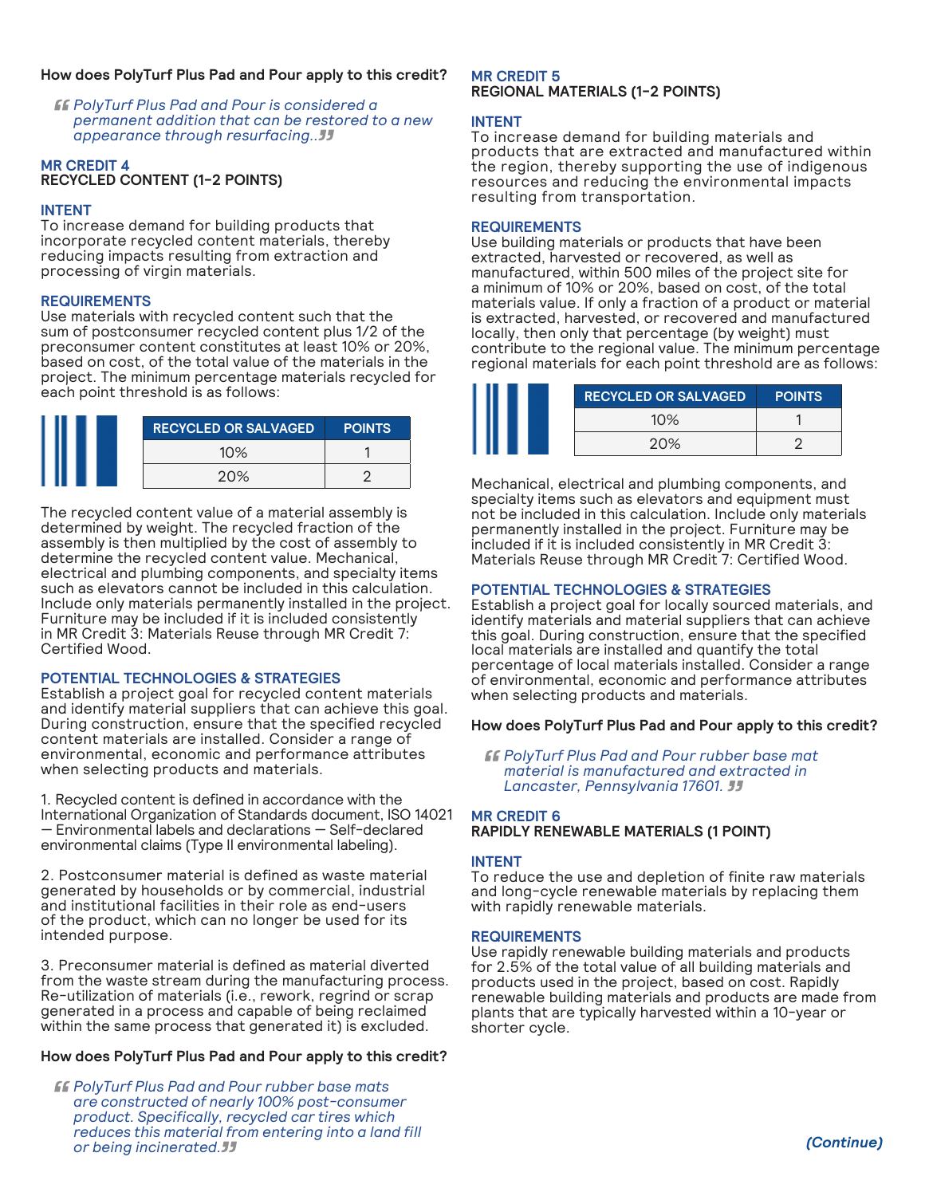**How does PolyTurf Plus Pad and Pour apply to this credit?**

> *PolyTurf Plus Pad and Pour is considered a permanent addition that can be restored to a new appearance through resurfacing..*

## MR CREDIT 4
## RECYCLED CONTENT (1-2 POINTS)

### INTENT

To increase demand for building products that incorporate recycled content materials, thereby reducing impacts resulting from extraction and processing of virgin materials.

### REQUIREMENTS

Use materials with recycled content such that the sum of postconsumer recycled content plus 1/2 of the preconsumer content constitutes at least 10% or 20%, based on cost, of the total value of the materials in the project. The minimum percentage materials recycled for each point threshold is as follows:

| RECYCLED OR SALVAGED | POINTS |
|---|---|
| 10% | 1 |
| 20% | 2 |

The recycled content value of a material assembly is determined by weight. The recycled fraction of the assembly is then multiplied by the cost of assembly to determine the recycled content value. Mechanical, electrical and plumbing components, and specialty items such as elevators cannot be included in this calculation. Include only materials permanently installed in the project. Furniture may be included if it is included consistently in MR Credit 3: Materials Reuse through MR Credit 7: Certified Wood.

### POTENTIAL TECHNOLOGIES & STRATEGIES

Establish a project goal for recycled content materials and identify material suppliers that can achieve this goal. During construction, ensure that the specified recycled content materials are installed. Consider a range of environmental, economic and performance attributes when selecting products and materials.

1. Recycled content is defined in accordance with the International Organization of Standards document, ISO 14021 — Environmental labels and declarations — Self-declared environmental claims (Type II environmental labeling).

2. Postconsumer material is defined as waste material generated by households or by commercial, industrial and institutional facilities in their role as end-users of the product, which can no longer be used for its intended purpose.

3. Preconsumer material is defined as material diverted from the waste stream during the manufacturing process. Re-utilization of materials (i.e., rework, regrind or scrap generated in a process and capable of being reclaimed within the same process that generated it) is excluded.

**How does PolyTurf Plus Pad and Pour apply to this credit?**

> *PolyTurf Plus Pad and Pour rubber base mats are constructed of nearly 100% post-consumer product. Specifically, recycled car tires which reduces this material from entering into a land fill or being incinerated.*

## MR CREDIT 5
## REGIONAL MATERIALS (1-2 POINTS)

### INTENT

To increase demand for building materials and products that are extracted and manufactured within the region, thereby supporting the use of indigenous resources and reducing the environmental impacts resulting from transportation.

### REQUIREMENTS

Use building materials or products that have been extracted, harvested or recovered, as well as manufactured, within 500 miles of the project site for a minimum of 10% or 20%, based on cost, of the total materials value. If only a fraction of a product or material is extracted, harvested, or recovered and manufactured locally, then only that percentage (by weight) must contribute to the regional value. The minimum percentage regional materials for each point threshold are as follows:

| RECYCLED OR SALVAGED | POINTS |
|---|---|
| 10% | 1 |
| 20% | 2 |

Mechanical, electrical and plumbing components, and specialty items such as elevators and equipment must not be included in this calculation. Include only materials permanently installed in the project. Furniture may be included if it is included consistently in MR Credit 3: Materials Reuse through MR Credit 7: Certified Wood.

### POTENTIAL TECHNOLOGIES & STRATEGIES

Establish a project goal for locally sourced materials, and identify materials and material suppliers that can achieve this goal. During construction, ensure that the specified local materials are installed and quantify the total percentage of local materials installed. Consider a range of environmental, economic and performance attributes when selecting products and materials.

**How does PolyTurf Plus Pad and Pour apply to this credit?**

> *PolyTurf Plus Pad and Pour rubber base mat material is manufactured and extracted in Lancaster, Pennsylvania 17601.*

## MR CREDIT 6
## RAPIDLY RENEWABLE MATERIALS (1 POINT)

### INTENT

To reduce the use and depletion of finite raw materials and long-cycle renewable materials by replacing them with rapidly renewable materials.

### REQUIREMENTS

Use rapidly renewable building materials and products for 2.5% of the total value of all building materials and products used in the project, based on cost. Rapidly renewable building materials and products are made from plants that are typically harvested within a 10-year or shorter cycle.

***(Continue)***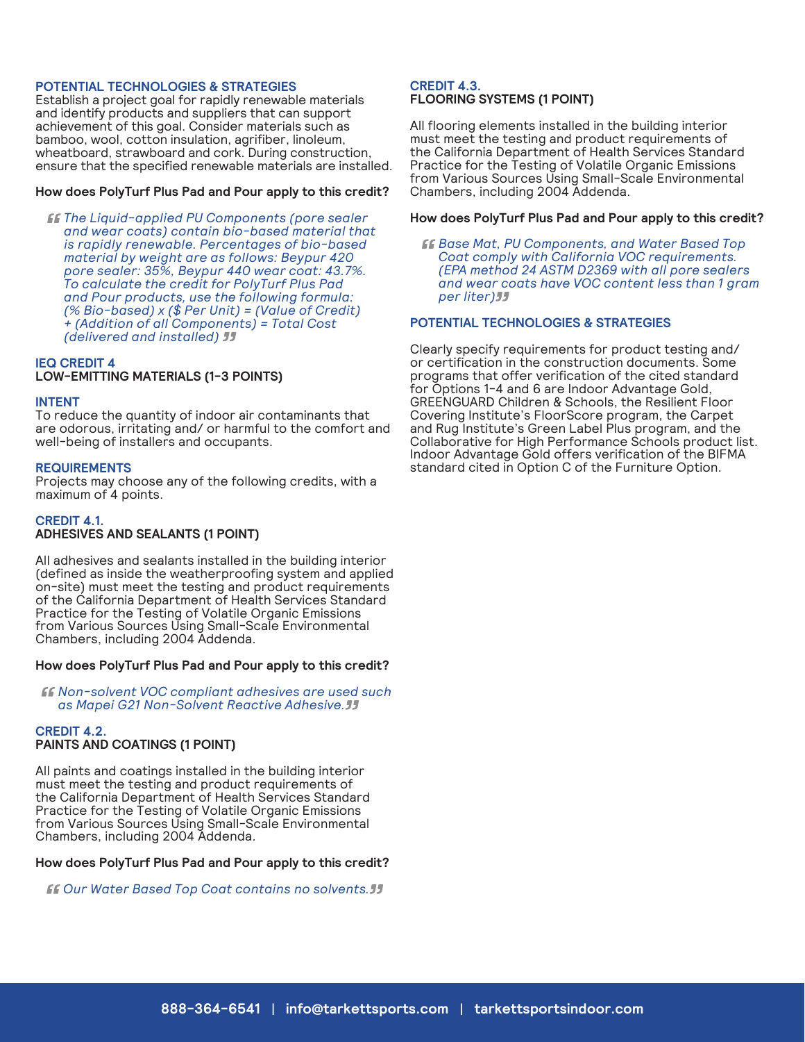#### POTENTIAL TECHNOLOGIES & STRATEGIES

Establish a project goal for rapidly renewable materials and identify products and suppliers that can support achievement of this goal. Consider materials such as bamboo, wool, cotton insulation, agrifiber, linoleum, wheatboard, strawboard and cork. During construction, ensure that the specified renewable materials are installed.

**How does PolyTurf Plus Pad and Pour apply to this credit?**

> *The Liquid-applied PU Components (pore sealer and wear coats) contain bio-based material that is rapidly renewable. Percentages of bio-based material by weight are as follows: Beypur 420 pore sealer: 35%, Beypur 440 wear coat: 43.7%. To calculate the credit for PolyTurf Plus Pad and Pour products, use the following formula: (% Bio-based) x ($ Per Unit) = (Value of Credit) + (Addition of all Components) = Total Cost (delivered and installed)*

## IEQ CREDIT 4
## LOW-EMITTING MATERIALS (1-3 POINTS)

#### INTENT

To reduce the quantity of indoor air contaminants that are odorous, irritating and/ or harmful to the comfort and well-being of installers and occupants.

#### REQUIREMENTS

Projects may choose any of the following credits, with a maximum of 4 points.

### CREDIT 4.1.
### ADHESIVES AND SEALANTS (1 POINT)

All adhesives and sealants installed in the building interior (defined as inside the weatherproofing system and applied on-site) must meet the testing and product requirements of the California Department of Health Services Standard Practice for the Testing of Volatile Organic Emissions from Various Sources Using Small-Scale Environmental Chambers, including 2004 Addenda.

**How does PolyTurf Plus Pad and Pour apply to this credit?**

> *Non-solvent VOC compliant adhesives are used such as Mapei G21 Non-Solvent Reactive Adhesive.*

### CREDIT 4.2.
### PAINTS AND COATINGS (1 POINT)

All paints and coatings installed in the building interior must meet the testing and product requirements of the California Department of Health Services Standard Practice for the Testing of Volatile Organic Emissions from Various Sources Using Small-Scale Environmental Chambers, including 2004 Addenda.

**How does PolyTurf Plus Pad and Pour apply to this credit?**

> *Our Water Based Top Coat contains no solvents.*

### CREDIT 4.3.
### FLOORING SYSTEMS (1 POINT)

All flooring elements installed in the building interior must meet the testing and product requirements of the California Department of Health Services Standard Practice for the Testing of Volatile Organic Emissions from Various Sources Using Small-Scale Environmental Chambers, including 2004 Addenda.

**How does PolyTurf Plus Pad and Pour apply to this credit?**

> *Base Mat, PU Components, and Water Based Top Coat comply with California VOC requirements. (EPA method 24 ASTM D2369 with all pore sealers and wear coats have VOC content less than 1 gram per liter)*

#### POTENTIAL TECHNOLOGIES & STRATEGIES

Clearly specify requirements for product testing and/ or certification in the construction documents. Some programs that offer verification of the cited standard for Options 1-4 and 6 are Indoor Advantage Gold, GREENGUARD Children & Schools, the Resilient Floor Covering Institute's FloorScore program, the Carpet and Rug Institute's Green Label Plus program, and the Collaborative for High Performance Schools product list. Indoor Advantage Gold offers verification of the BIFMA standard cited in Option C of the Furniture Option.

**888-364-6541 | info@tarkettsports.com | tarkettsportsindoor.com**